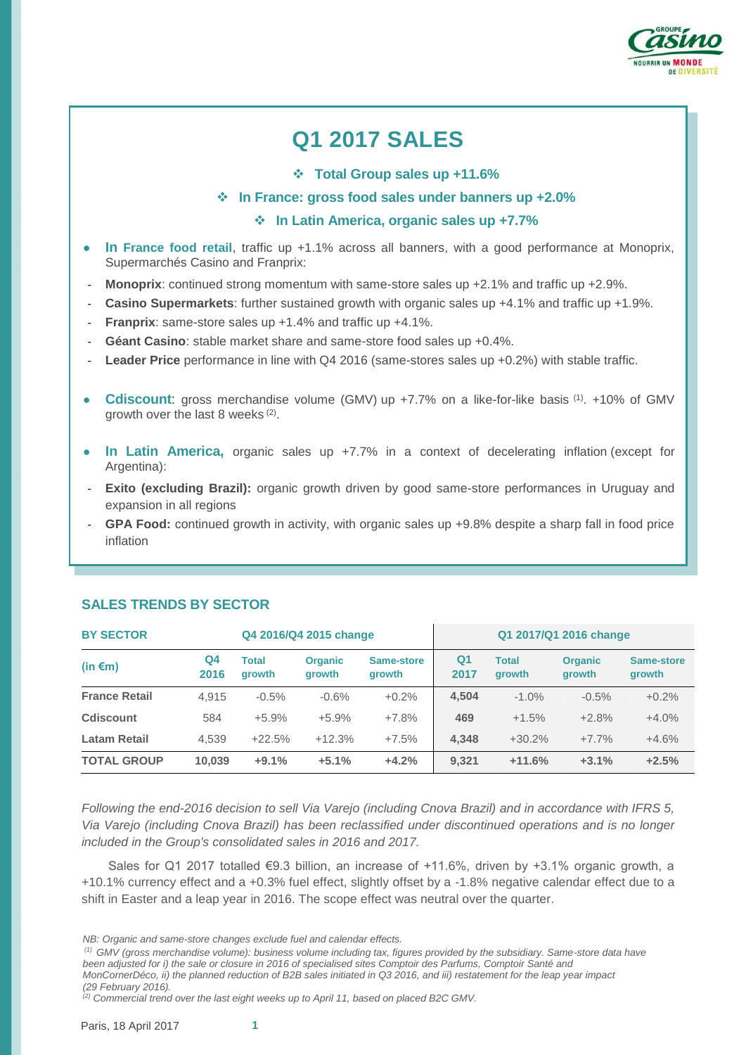# Q1 2017 SALES

- **Total Group sales up +11.6%**
- **In France: gross food sales under banners up +2.0%**
- **In Latin America, organic sales up +7.7%**

- **In France food retail**, traffic up +1.1% across all banners, with a good performance at Monoprix, Supermarchés Casino and Franprix:
  - **Monoprix**: continued strong momentum with same-store sales up +2.1% and traffic up +2.9%.
  - **Casino Supermarkets**: further sustained growth with organic sales up +4.1% and traffic up +1.9%.
  - **Franprix**: same-store sales up +1.4% and traffic up +4.1%.
  - **Géant Casino**: stable market share and same-store food sales up +0.4%.
  - **Leader Price** performance in line with Q4 2016 (same-stores sales up +0.2%) with stable traffic.

- **Cdiscount**: gross merchandise volume (GMV) up +7.7% on a like-for-like basis [1]. +10% of GMV growth over the last 8 weeks [2].

- **In Latin America,** organic sales up +7.7% in a context of decelerating inflation (except for Argentina):
  - **Exito (excluding Brazil):** organic growth driven by good same-store performances in Uruguay and expansion in all regions
  - **GPA Food:** continued growth in activity, with organic sales up +9.8% despite a sharp fall in food price inflation

## SALES TRENDS BY SECTOR

| BY SECTOR | Q4 2016/Q4 2015 change | | | | Q1 2017/Q1 2016 change | | | |
|---|---|---|---|---|---|---|---|---|
| (in €m) | Q4 2016 | Total growth | Organic growth | Same-store growth | Q1 2017 | Total growth | Organic growth | Same-store growth |
| **France Retail** | 4,915 | -0.5% | -0.6% | +0.2% | **4,504** | -1.0% | -0.5% | +0.2% |
| **Cdiscount** | 584 | +5.9% | +5.9% | +7.8% | **469** | +1.5% | +2.8% | +4.0% |
| **Latam Retail** | 4,539 | +22.5% | +12.3% | +7.5% | **4,348** | +30.2% | +7.7% | +4.6% |
| **TOTAL GROUP** | **10,039** | **+9.1%** | **+5.1%** | **+4.2%** | **9,321** | **+11.6%** | **+3.1%** | **+2.5%** |

*Following the end-2016 decision to sell Via Varejo (including Cnova Brazil) and in accordance with IFRS 5, Via Varejo (including Cnova Brazil) has been reclassified under discontinued operations and is no longer included in the Group's consolidated sales in 2016 and 2017.*

Sales for Q1 2017 totalled €9.3 billion, an increase of +11.6%, driven by +3.1% organic growth, a +10.1% currency effect and a +0.3% fuel effect, slightly offset by a -1.8% negative calendar effect due to a shift in Easter and a leap year in 2016. The scope effect was neutral over the quarter.

*NB: Organic and same-store changes exclude fuel and calendar effects.*

*[1] GMV (gross merchandise volume): business volume including tax, figures provided by the subsidiary. Same-store data have been adjusted for i) the sale or closure in 2016 of specialised sites Comptoir des Parfums, Comptoir Santé and MonCornerDéco, ii) the planned reduction of B2B sales initiated in Q3 2016, and iii) restatement for the leap year impact (29 February 2016).*

*[2] Commercial trend over the last eight weeks up to April 11, based on placed B2C GMV.*

Paris, 18 April 2017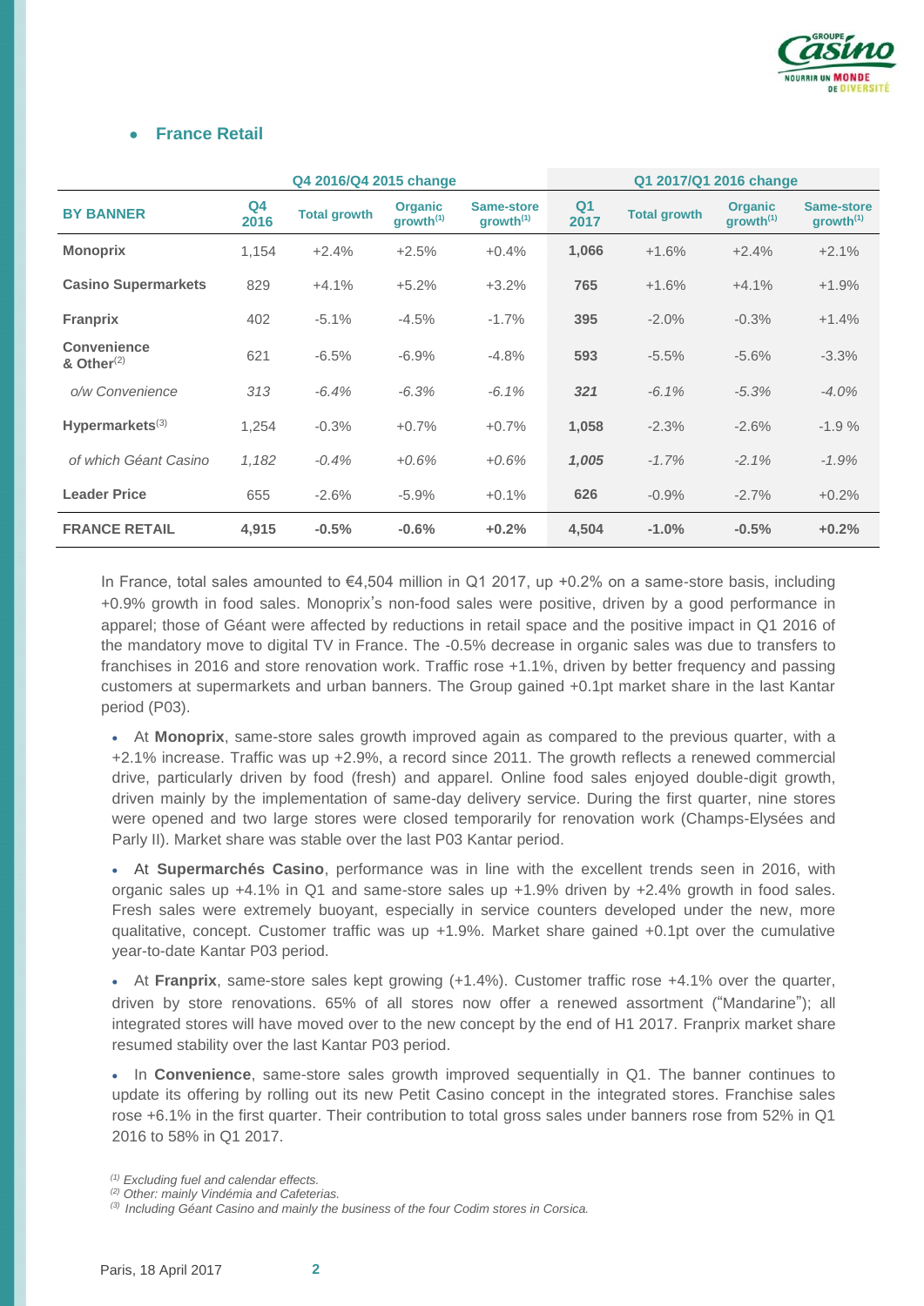- **France Retail**

| BY BANNER | Q4 2016/Q4 2015 change | | | | Q1 2017/Q1 2016 change | | | |
|---|---|---|---|---|---|---|---|---|
| | Q4 2016 | Total growth | Organic growth[1] | Same-store growth[1] | Q1 2017 | Total growth | Organic growth[1] | Same-store growth[1] |
| **Monoprix** | 1,154 | +2.4% | +2.5% | +0.4% | **1,066** | +1.6% | +2.4% | +2.1% |
| **Casino Supermarkets** | 829 | +4.1% | +5.2% | +3.2% | **765** | +1.6% | +4.1% | +1.9% |
| **Franprix** | 402 | -5.1% | -4.5% | -1.7% | **395** | -2.0% | -0.3% | +1.4% |
| **Convenience & Other**[2] | 621 | -6.5% | -6.9% | -4.8% | **593** | -5.5% | -5.6% | -3.3% |
| *o/w Convenience* | *313* | *-6.4%* | *-6.3%* | *-6.1%* | ***321*** | *-6.1%* | *-5.3%* | *-4.0%* |
| **Hypermarkets**[3] | 1,254 | -0.3% | +0.7% | +0.7% | **1,058** | -2.3% | -2.6% | -1.9 % |
| *of which Géant Casino* | *1,182* | *-0.4%* | *+0.6%* | *+0.6%* | ***1,005*** | *-1.7%* | *-2.1%* | *-1.9%* |
| **Leader Price** | 655 | -2.6% | -5.9% | +0.1% | **626** | -0.9% | -2.7% | +0.2% |
| **FRANCE RETAIL** | **4,915** | **-0.5%** | **-0.6%** | **+0.2%** | **4,504** | **-1.0%** | **-0.5%** | **+0.2%** |

In France, total sales amounted to €4,504 million in Q1 2017, up +0.2% on a same-store basis, including +0.9% growth in food sales. Monoprix's non-food sales were positive, driven by a good performance in apparel; those of Géant were affected by reductions in retail space and the positive impact in Q1 2016 of the mandatory move to digital TV in France. The -0.5% decrease in organic sales was due to transfers to franchises in 2016 and store renovation work. Traffic rose +1.1%, driven by better frequency and passing customers at supermarkets and urban banners. The Group gained +0.1pt market share in the last Kantar period (P03).

- At **Monoprix**, same-store sales growth improved again as compared to the previous quarter, with a +2.1% increase. Traffic was up +2.9%, a record since 2011. The growth reflects a renewed commercial drive, particularly driven by food (fresh) and apparel. Online food sales enjoyed double-digit growth, driven mainly by the implementation of same-day delivery service. During the first quarter, nine stores were opened and two large stores were closed temporarily for renovation work (Champs-Elysées and Parly II). Market share was stable over the last P03 Kantar period.

- At **Supermarchés Casino**, performance was in line with the excellent trends seen in 2016, with organic sales up +4.1% in Q1 and same-store sales up +1.9% driven by +2.4% growth in food sales. Fresh sales were extremely buoyant, especially in service counters developed under the new, more qualitative, concept. Customer traffic was up +1.9%. Market share gained +0.1pt over the cumulative year-to-date Kantar P03 period.

- At **Franprix**, same-store sales kept growing (+1.4%). Customer traffic rose +4.1% over the quarter, driven by store renovations. 65% of all stores now offer a renewed assortment ("Mandarine"); all integrated stores will have moved over to the new concept by the end of H1 2017. Franprix market share resumed stability over the last Kantar P03 period.

- In **Convenience**, same-store sales growth improved sequentially in Q1. The banner continues to update its offering by rolling out its new Petit Casino concept in the integrated stores. Franchise sales rose +6.1% in the first quarter. Their contribution to total gross sales under banners rose from 52% in Q1 2016 to 58% in Q1 2017.

*[1] Excluding fuel and calendar effects.*
*[2] Other: mainly Vindémia and Cafeterias.*
*[3] Including Géant Casino and mainly the business of the four Codim stores in Corsica.*

Paris, 18 April 2017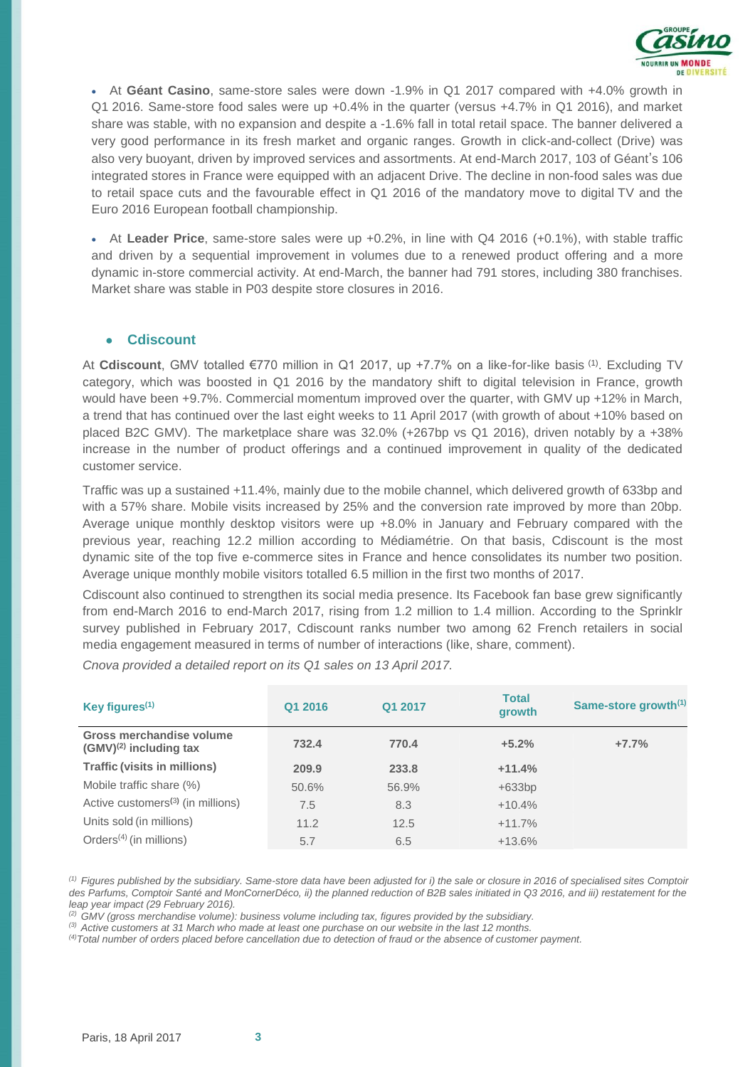- At **Géant Casino**, same-store sales were down -1.9% in Q1 2017 compared with +4.0% growth in Q1 2016. Same-store food sales were up +0.4% in the quarter (versus +4.7% in Q1 2016), and market share was stable, with no expansion and despite a -1.6% fall in total retail space. The banner delivered a very good performance in its fresh market and organic ranges. Growth in click-and-collect (Drive) was also very buoyant, driven by improved services and assortments. At end-March 2017, 103 of Géant's 106 integrated stores in France were equipped with an adjacent Drive. The decline in non-food sales was due to retail space cuts and the favourable effect in Q1 2016 of the mandatory move to digital TV and the Euro 2016 European football championship.

- At **Leader Price**, same-store sales were up +0.2%, in line with Q4 2016 (+0.1%), with stable traffic and driven by a sequential improvement in volumes due to a renewed product offering and a more dynamic in-store commercial activity. At end-March, the banner had 791 stores, including 380 franchises. Market share was stable in P03 despite store closures in 2016.

- **Cdiscount**

At **Cdiscount**, GMV totalled €770 million in Q1 2017, up +7.7% on a like-for-like basis [1]. Excluding TV category, which was boosted in Q1 2016 by the mandatory shift to digital television in France, growth would have been +9.7%. Commercial momentum improved over the quarter, with GMV up +12% in March, a trend that has continued over the last eight weeks to 11 April 2017 (with growth of about +10% based on placed B2C GMV). The marketplace share was 32.0% (+267bp vs Q1 2016), driven notably by a +38% increase in the number of product offerings and a continued improvement in quality of the dedicated customer service.

Traffic was up a sustained +11.4%, mainly due to the mobile channel, which delivered growth of 633bp and with a 57% share. Mobile visits increased by 25% and the conversion rate improved by more than 20bp. Average unique monthly desktop visitors were up +8.0% in January and February compared with the previous year, reaching 12.2 million according to Médiamétrie. On that basis, Cdiscount is the most dynamic site of the top five e-commerce sites in France and hence consolidates its number two position. Average unique monthly mobile visitors totalled 6.5 million in the first two months of 2017.

Cdiscount also continued to strengthen its social media presence. Its Facebook fan base grew significantly from end-March 2016 to end-March 2017, rising from 1.2 million to 1.4 million. According to the Sprinklr survey published in February 2017, Cdiscount ranks number two among 62 French retailers in social media engagement measured in terms of number of interactions (like, share, comment).

*Cnova provided a detailed report on its Q1 sales on 13 April 2017.*

| Key figures[1] | Q1 2016 | Q1 2017 | Total growth | Same-store growth[1] |
|---|---|---|---|---|
| **Gross merchandise volume (GMV)[2] including tax** | **732.4** | **770.4** | **+5.2%** | **+7.7%** |
| **Traffic (visits in millions)** | **209.9** | **233.8** | **+11.4%** | |
| Mobile traffic share (%) | 50.6% | 56.9% | +633bp | |
| Active customers[3] (in millions) | 7.5 | 8.3 | +10.4% | |
| Units sold (in millions) | 11.2 | 12.5 | +11.7% | |
| Orders[4] (in millions) | 5.7 | 6.5 | +13.6% | |

*[1] Figures published by the subsidiary. Same-store data have been adjusted for i) the sale or closure in 2016 of specialised sites Comptoir des Parfums, Comptoir Santé and MonCornerDéco, ii) the planned reduction of B2B sales initiated in Q3 2016, and iii) restatement for the leap year impact (29 February 2016).*

*[2] GMV (gross merchandise volume): business volume including tax, figures provided by the subsidiary.*

*[3] Active customers at 31 March who made at least one purchase on our website in the last 12 months.*

*[4] Total number of orders placed before cancellation due to detection of fraud or the absence of customer payment.*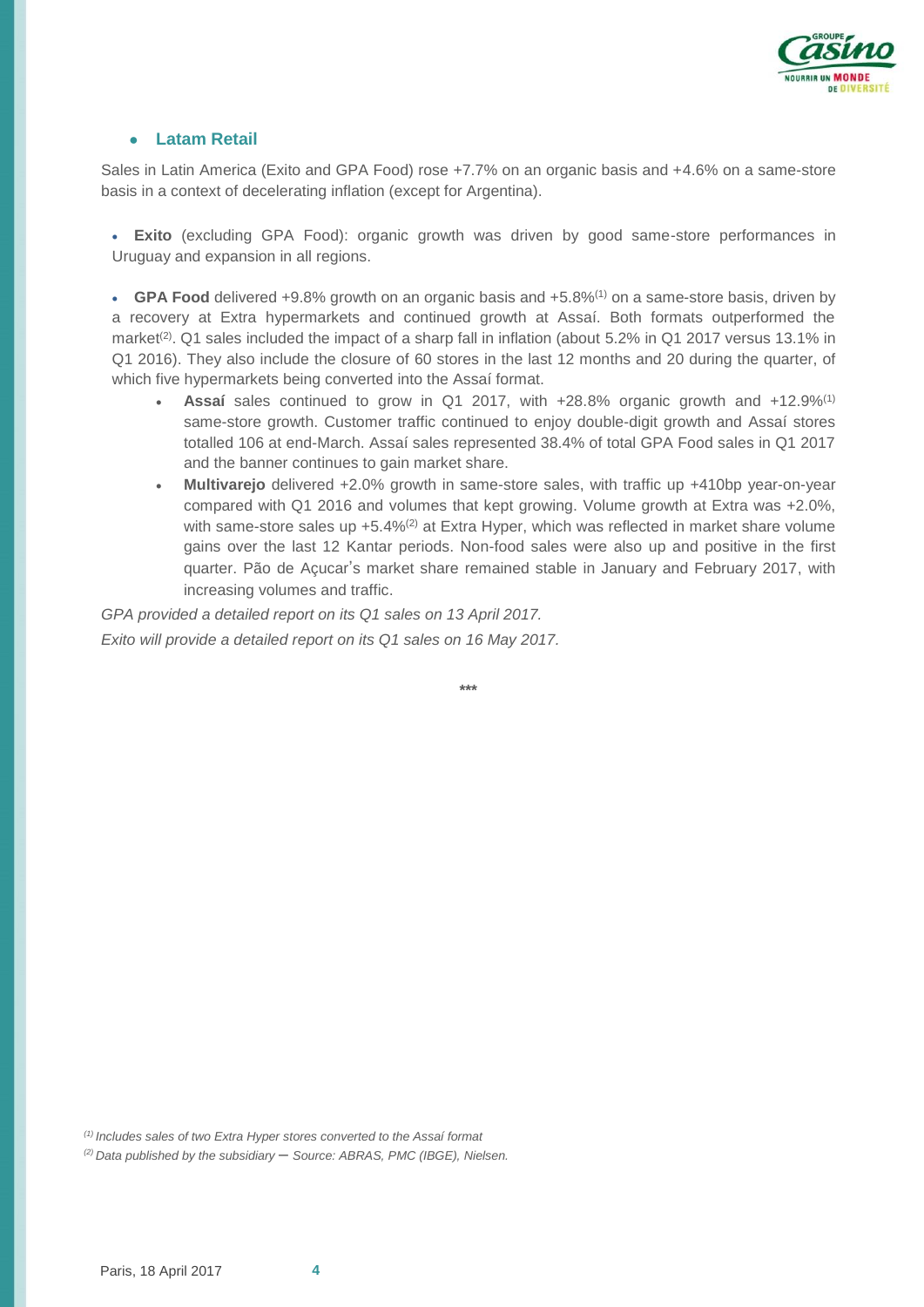- **Latam Retail**

Sales in Latin America (Exito and GPA Food) rose +7.7% on an organic basis and +4.6% on a same-store basis in a context of decelerating inflation (except for Argentina).

- **Exito** (excluding GPA Food): organic growth was driven by good same-store performances in Uruguay and expansion in all regions.

- **GPA Food** delivered +9.8% growth on an organic basis and +5.8%[1] on a same-store basis, driven by a recovery at Extra hypermarkets and continued growth at Assaí. Both formats outperformed the market[2]. Q1 sales included the impact of a sharp fall in inflation (about 5.2% in Q1 2017 versus 13.1% in Q1 2016). They also include the closure of 60 stores in the last 12 months and 20 during the quarter, of which five hypermarkets being converted into the Assaí format.
    - **Assaí** sales continued to grow in Q1 2017, with +28.8% organic growth and +12.9%[1] same-store growth. Customer traffic continued to enjoy double-digit growth and Assaí stores totalled 106 at end-March. Assaí sales represented 38.4% of total GPA Food sales in Q1 2017 and the banner continues to gain market share.
    - **Multivarejo** delivered +2.0% growth in same-store sales, with traffic up +410bp year-on-year compared with Q1 2016 and volumes that kept growing. Volume growth at Extra was +2.0%, with same-store sales up +5.4%[2] at Extra Hyper, which was reflected in market share volume gains over the last 12 Kantar periods. Non-food sales were also up and positive in the first quarter. Pão de Açucar's market share remained stable in January and February 2017, with increasing volumes and traffic.

*GPA provided a detailed report on its Q1 sales on 13 April 2017.*

*Exito will provide a detailed report on its Q1 sales on 16 May 2017.*

***

*[1] Includes sales of two Extra Hyper stores converted to the Assaí format*

*[2] Data published by the subsidiary – Source: ABRAS, PMC (IBGE), Nielsen.*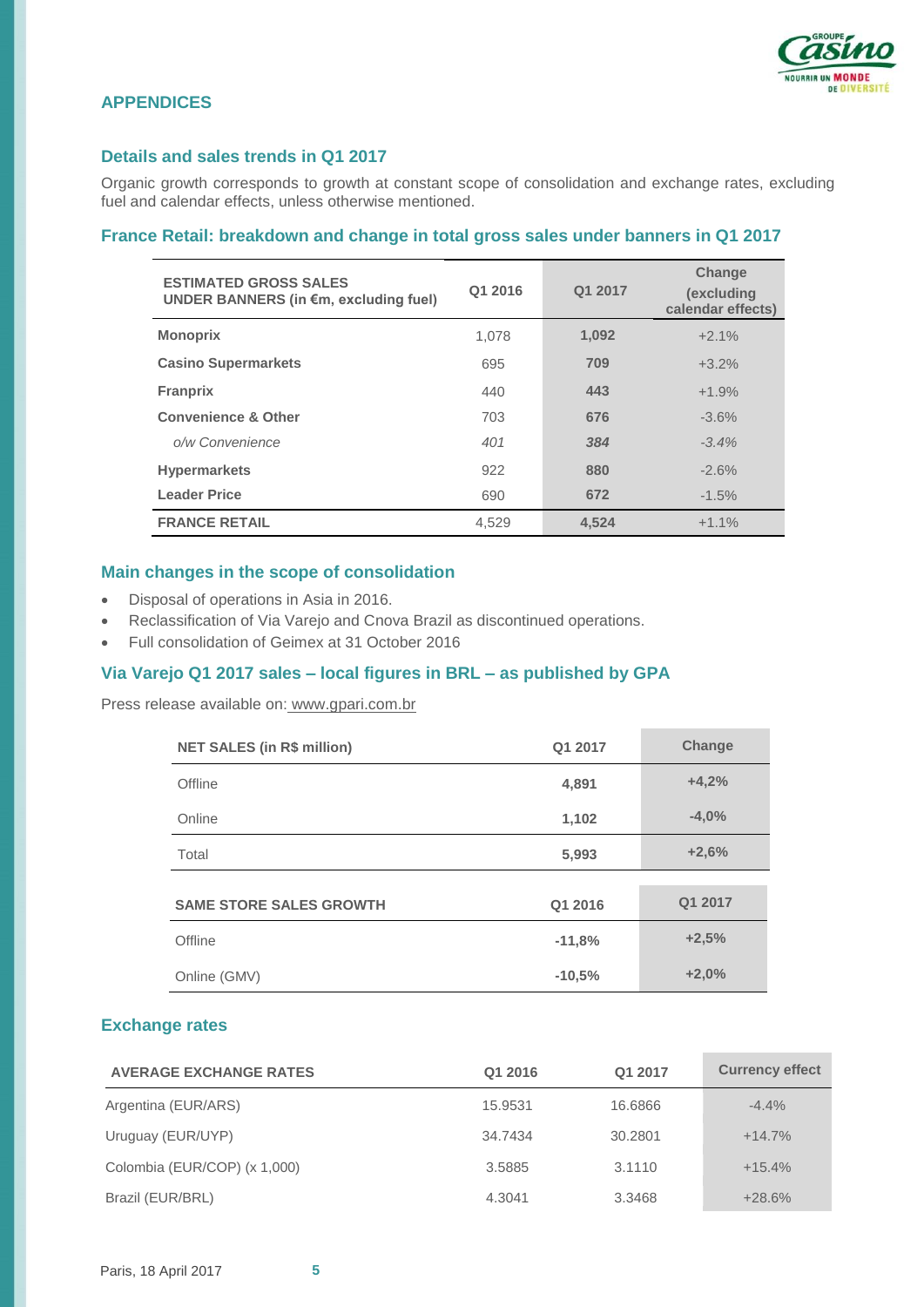## APPENDICES

### Details and sales trends in Q1 2017

Organic growth corresponds to growth at constant scope of consolidation and exchange rates, excluding fuel and calendar effects, unless otherwise mentioned.

### France Retail: breakdown and change in total gross sales under banners in Q1 2017

| ESTIMATED GROSS SALES UNDER BANNERS (in €m, excluding fuel) | Q1 2016 | Q1 2017 | Change (excluding calendar effects) |
|---|---|---|---|
| **Monoprix** | 1,078 | **1,092** | +2.1% |
| **Casino Supermarkets** | 695 | **709** | +3.2% |
| **Franprix** | 440 | **443** | +1.9% |
| **Convenience & Other** | 703 | **676** | -3.6% |
| *o/w Convenience* | *401* | ***384*** | *-3.4%* |
| **Hypermarkets** | 922 | **880** | -2.6% |
| **Leader Price** | 690 | **672** | -1.5% |
| **FRANCE RETAIL** | 4,529 | **4,524** | +1.1% |

### Main changes in the scope of consolidation

- Disposal of operations in Asia in 2016.
- Reclassification of Via Varejo and Cnova Brazil as discontinued operations.
- Full consolidation of Geimex at 31 October 2016

### Via Varejo Q1 2017 sales – local figures in BRL – as published by GPA

Press release available on: www.gpari.com.br

| NET SALES (in R$ million) | Q1 2017 | Change |
|---|---|---|
| Offline | **4,891** | **+4,2%** |
| Online | **1,102** | **-4,0%** |
| Total | **5,993** | **+2,6%** |

| SAME STORE SALES GROWTH | Q1 2016 | Q1 2017 |
|---|---|---|
| Offline | **-11,8%** | **+2,5%** |
| Online (GMV) | **-10,5%** | **+2,0%** |

### Exchange rates

| AVERAGE EXCHANGE RATES | Q1 2016 | Q1 2017 | Currency effect |
|---|---|---|---|
| Argentina (EUR/ARS) | 15.9531 | 16.6866 | -4.4% |
| Uruguay (EUR/UYP) | 34.7434 | 30.2801 | +14.7% |
| Colombia (EUR/COP) (x 1,000) | 3.5885 | 3.1110 | +15.4% |
| Brazil (EUR/BRL) | 4.3041 | 3.3468 | +28.6% |

Paris, 18 April 2017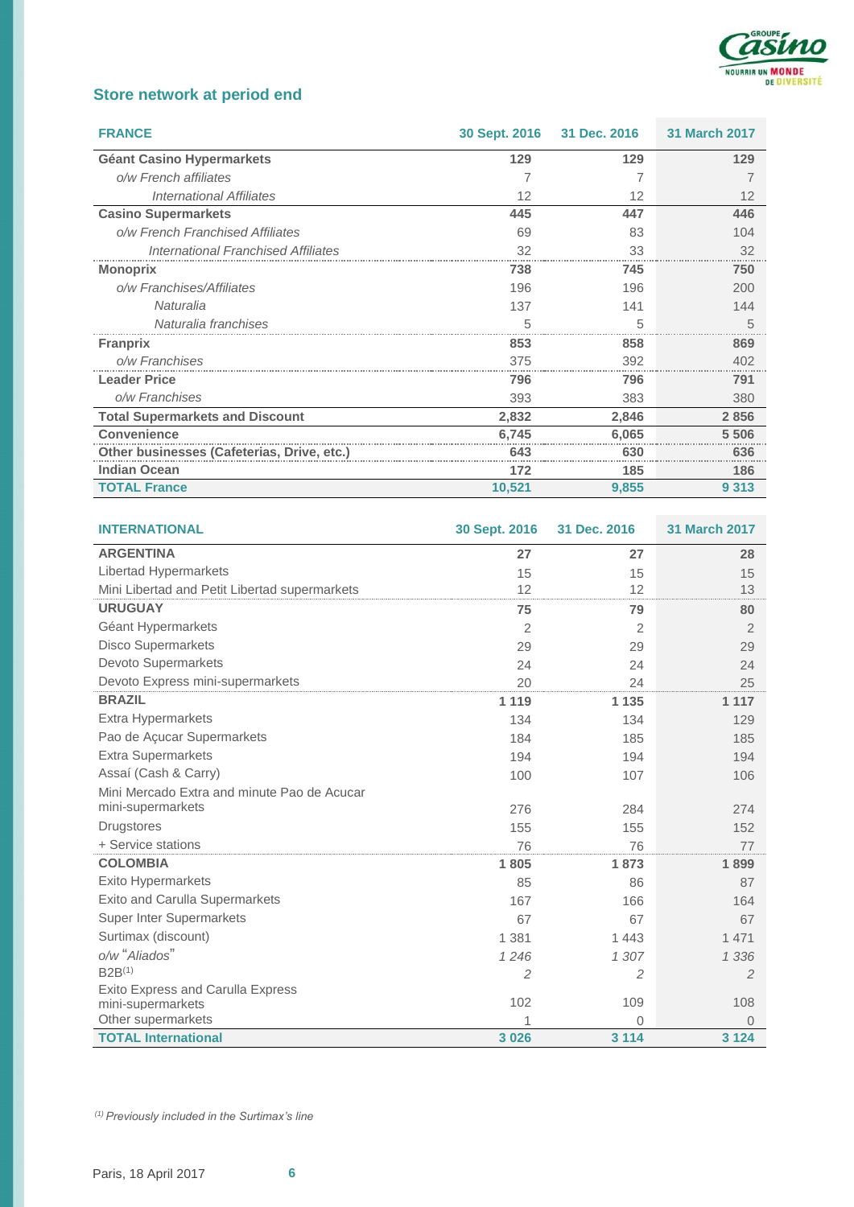## Store network at period end

| FRANCE | 30 Sept. 2016 | 31 Dec. 2016 | 31 March 2017 |
|---|---|---|---|
| **Géant Casino Hypermarkets** | **129** | **129** | **129** |
| *o/w French affiliates* | 7 | 7 | 7 |
| *International Affiliates* | 12 | 12 | 12 |
| **Casino Supermarkets** | **445** | **447** | **446** |
| *o/w French Franchised Affiliates* | 69 | 83 | 104 |
| *International Franchised Affiliates* | 32 | 33 | 32 |
| **Monoprix** | **738** | **745** | **750** |
| *o/w Franchises/Affiliates* | 196 | 196 | 200 |
| *Naturalia* | 137 | 141 | 144 |
| *Naturalia franchises* | 5 | 5 | 5 |
| **Franprix** | **853** | **858** | **869** |
| *o/w Franchises* | 375 | 392 | 402 |
| **Leader Price** | **796** | **796** | **791** |
| *o/w Franchises* | 393 | 383 | 380 |
| **Total Supermarkets and Discount** | **2,832** | **2,846** | **2 856** |
| **Convenience** | **6,745** | **6,065** | **5 506** |
| **Other businesses (Cafeterias, Drive, etc.)** | **643** | **630** | **636** |
| **Indian Ocean** | **172** | **185** | **186** |
| **TOTAL France** | **10,521** | **9,855** | **9 313** |

| INTERNATIONAL | 30 Sept. 2016 | 31 Dec. 2016 | 31 March 2017 |
|---|---|---|---|
| **ARGENTINA** | **27** | **27** | **28** |
| Libertad Hypermarkets | 15 | 15 | 15 |
| Mini Libertad and Petit Libertad supermarkets | 12 | 12 | 13 |
| **URUGUAY** | **75** | **79** | **80** |
| Géant Hypermarkets | 2 | 2 | 2 |
| Disco Supermarkets | 29 | 29 | 29 |
| Devoto Supermarkets | 24 | 24 | 24 |
| Devoto Express mini-supermarkets | 20 | 24 | 25 |
| **BRAZIL** | **1 119** | **1 135** | **1 117** |
| Extra Hypermarkets | 134 | 134 | 129 |
| Pao de Açucar Supermarkets | 184 | 185 | 185 |
| Extra Supermarkets | 194 | 194 | 194 |
| Assaí (Cash & Carry) | 100 | 107 | 106 |
| Mini Mercado Extra and minute Pao de Acucar mini-supermarkets | 276 | 284 | 274 |
| Drugstores | 155 | 155 | 152 |
| + Service stations | 76 | 76 | 77 |
| **COLOMBIA** | **1 805** | **1 873** | **1 899** |
| Exito Hypermarkets | 85 | 86 | 87 |
| Exito and Carulla Supermarkets | 167 | 166 | 164 |
| Super Inter Supermarkets | 67 | 67 | 67 |
| Surtimax (discount) | 1 381 | 1 443 | 1 471 |
| *o/w "Aliados"* | *1 246* | *1 307* | *1 336* |
| B2B[1] | *2* | *2* | *2* |
| Exito Express and Carulla Express mini-supermarkets | 102 | 109 | 108 |
| Other supermarkets | 1 | 0 | 0 |
| **TOTAL International** | **3 026** | **3 114** | **3 124** |

*[1] Previously included in the Surtimax's line*

Paris, 18 April 2017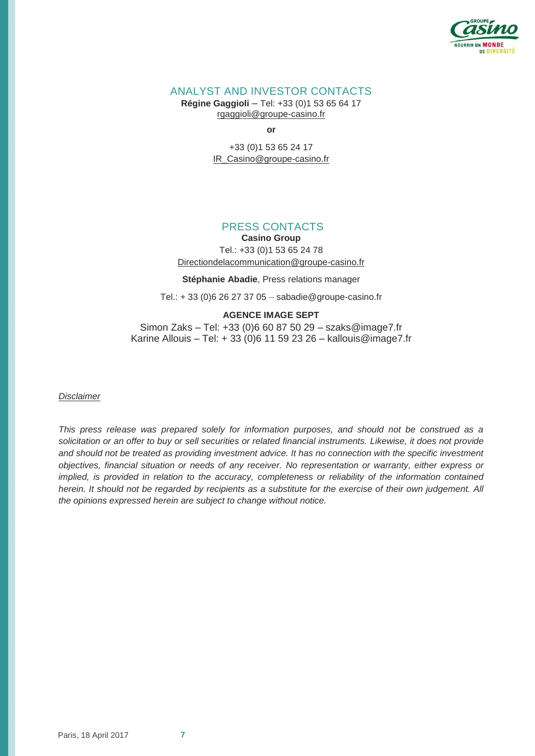## ANALYST AND INVESTOR CONTACTS

**Régine Gaggioli** – Tel: +33 (0)1 53 65 64 17
rgaggioli@groupe-casino.fr

**or**

+33 (0)1 53 65 24 17
IR_Casino@groupe-casino.fr

## PRESS CONTACTS

**Casino Group**

Tel.: +33 (0)1 53 65 24 78
Directiondelacommunication@groupe-casino.fr

**Stéphanie Abadie**, Press relations manager

Tel.: + 33 (0)6 26 27 37 05 – sabadie@groupe-casino.fr

**AGENCE IMAGE SEPT**

Simon Zaks – Tel: +33 (0)6 60 87 50 29 – szaks@image7.fr
Karine Allouis – Tel: + 33 (0)6 11 59 23 26 – kallouis@image7.fr

*Disclaimer*

*This press release was prepared solely for information purposes, and should not be construed as a solicitation or an offer to buy or sell securities or related financial instruments. Likewise, it does not provide and should not be treated as providing investment advice. It has no connection with the specific investment objectives, financial situation or needs of any receiver. No representation or warranty, either express or implied, is provided in relation to the accuracy, completeness or reliability of the information contained herein. It should not be regarded by recipients as a substitute for the exercise of their own judgement. All the opinions expressed herein are subject to change without notice.*